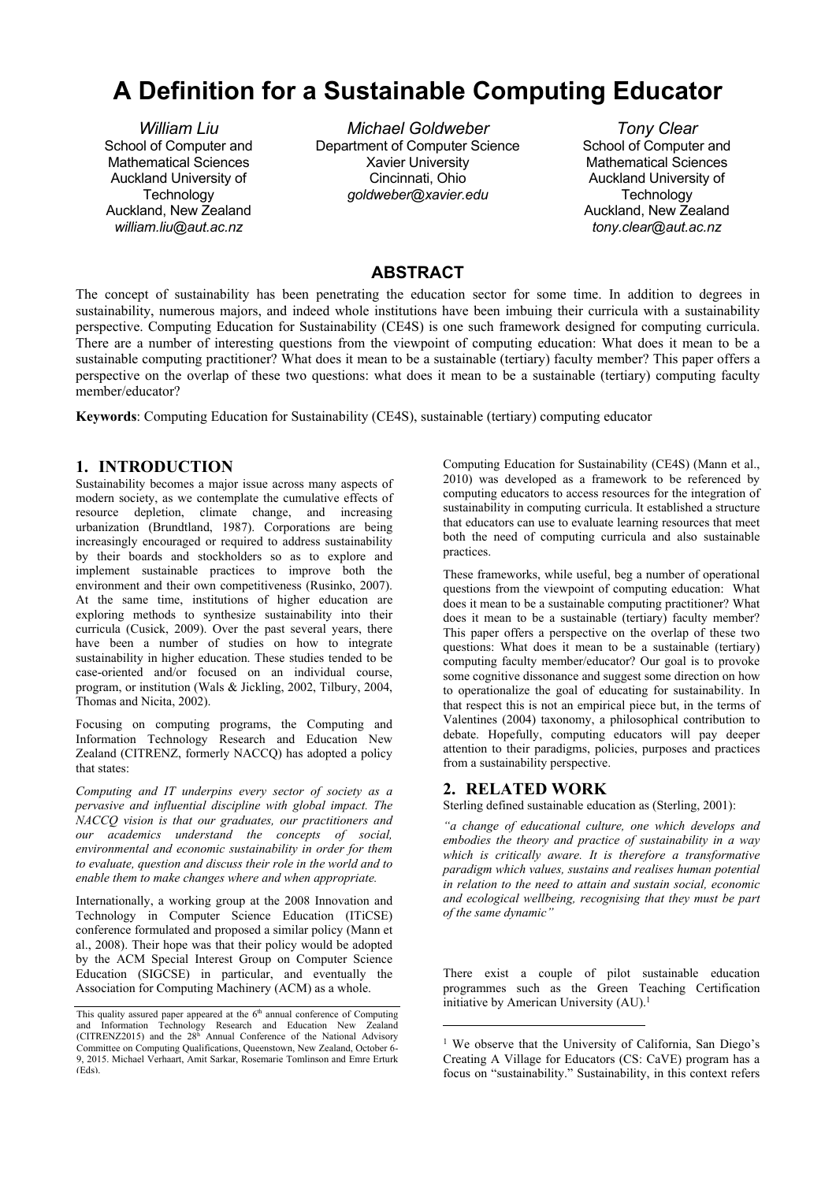# A Definition for a Sustainable Computing Educator

**William Liu**
School of Computer and Mathematical Sciences
Auckland University of Technology
Auckland, New Zealand
*william.liu@aut.ac.nz*

**Michael Goldweber**
Department of Computer Science
Xavier University
Cincinnati, Ohio
*goldweber@xavier.edu*

**Tony Clear**
School of Computer and Mathematical Sciences
Auckland University of Technology
Auckland, New Zealand
*tony.clear@aut.ac.nz*

## ABSTRACT

The concept of sustainability has been penetrating the education sector for some time. In addition to degrees in sustainability, numerous majors, and indeed whole institutions have been imbuing their curricula with a sustainability perspective. Computing Education for Sustainability (CE4S) is one such framework designed for computing curricula. There are a number of interesting questions from the viewpoint of computing education: What does it mean to be a sustainable computing practitioner? What does it mean to be a sustainable (tertiary) faculty member? This paper offers a perspective on the overlap of these two questions: what does it mean to be a sustainable (tertiary) computing faculty member/educator?

**Keywords**: Computing Education for Sustainability (CE4S), sustainable (tertiary) computing educator

## 1. INTRODUCTION

Sustainability becomes a major issue across many aspects of modern society, as we contemplate the cumulative effects of resource depletion, climate change, and increasing urbanization (Brundtland, 1987). Corporations are being increasingly encouraged or required to address sustainability by their boards and stockholders so as to explore and implement sustainable practices to improve both the environment and their own competitiveness (Rusinko, 2007). At the same time, institutions of higher education are exploring methods to synthesize sustainability into their curricula (Cusick, 2009). Over the past several years, there have been a number of studies on how to integrate sustainability in higher education. These studies tended to be case-oriented and/or focused on an individual course, program, or institution (Wals & Jickling, 2002, Tilbury, 2004, Thomas and Nicita, 2002).

Focusing on computing programs, the Computing and Information Technology Research and Education New Zealand (CITRENZ, formerly NACCQ) has adopted a policy that states:

*Computing and IT underpins every sector of society as a pervasive and influential discipline with global impact. The NACCQ vision is that our graduates, our practitioners and our academics understand the concepts of social, environmental and economic sustainability in order for them to evaluate, question and discuss their role in the world and to enable them to make changes where and when appropriate.*

Internationally, a working group at the 2008 Innovation and Technology in Computer Science Education (ITiCSE) conference formulated and proposed a similar policy (Mann et al., 2008). Their hope was that their policy would be adopted by the ACM Special Interest Group on Computer Science Education (SIGCSE) in particular, and eventually the Association for Computing Machinery (ACM) as a whole.

Computing Education for Sustainability (CE4S) (Mann et al., 2010) was developed as a framework to be referenced by computing educators to access resources for the integration of sustainability in computing curricula. It established a structure that educators can use to evaluate learning resources that meet both the need of computing curricula and also sustainable practices.

These frameworks, while useful, beg a number of operational questions from the viewpoint of computing education: What does it mean to be a sustainable computing practitioner? What does it mean to be a sustainable (tertiary) faculty member? This paper offers a perspective on the overlap of these two questions: What does it mean to be a sustainable (tertiary) computing faculty member/educator? Our goal is to provoke some cognitive dissonance and suggest some direction on how to operationalize the goal of educating for sustainability. In that respect this is not an empirical piece but, in the terms of Valentines (2004) taxonomy, a philosophical contribution to debate. Hopefully, computing educators will pay deeper attention to their paradigms, policies, purposes and practices from a sustainability perspective.

## 2. RELATED WORK

Sterling defined sustainable education as (Sterling, 2001):

*"a change of educational culture, one which develops and embodies the theory and practice of sustainability in a way which is critically aware. It is therefore a transformative paradigm which values, sustains and realises human potential in relation to the need to attain and sustain social, economic and ecological wellbeing, recognising that they must be part of the same dynamic"*

There exist a couple of pilot sustainable education programmes such as the Green Teaching Certification initiative by American University (AU).[1]

---

This quality assured paper appeared at the 6th annual conference of Computing and Information Technology Research and Education New Zealand (CITRENZ2015) and the 28th Annual Conference of the National Advisory Committee on Computing Qualifications, Queenstown, New Zealand, October 6-9, 2015. Michael Verhaart, Amit Sarkar, Rosemarie Tomlinson and Emre Erturk (Eds).

[1] We observe that the University of California, San Diego's Creating A Village for Educators (CS: CaVE) program has a focus on "sustainability." Sustainability, in this context refers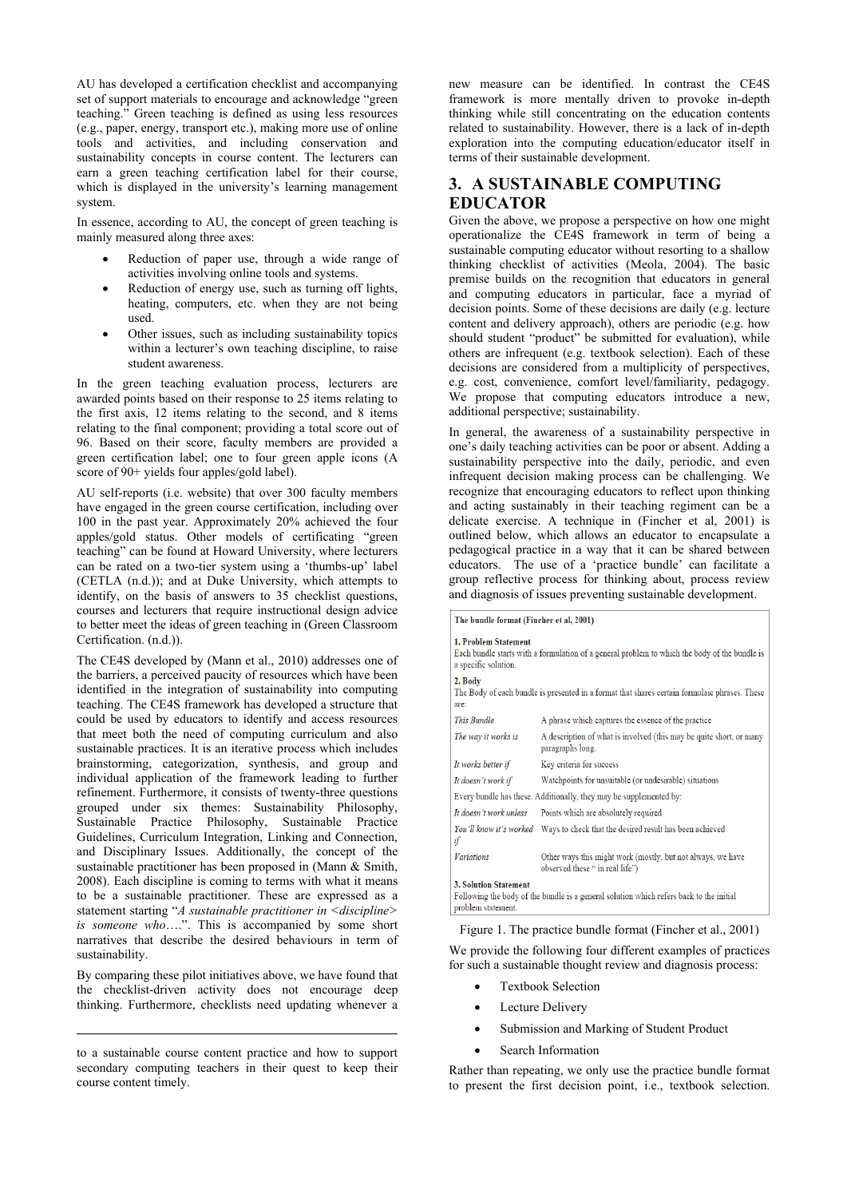AU has developed a certification checklist and accompanying set of support materials to encourage and acknowledge "green teaching." Green teaching is defined as using less resources (e.g., paper, energy, transport etc.), making more use of online tools and activities, and including conservation and sustainability concepts in course content. The lecturers can earn a green teaching certification label for their course, which is displayed in the university's learning management system.

In essence, according to AU, the concept of green teaching is mainly measured along three axes:

- Reduction of paper use, through a wide range of activities involving online tools and systems.
- Reduction of energy use, such as turning off lights, heating, computers, etc. when they are not being used.
- Other issues, such as including sustainability topics within a lecturer's own teaching discipline, to raise student awareness.

In the green teaching evaluation process, lecturers are awarded points based on their response to 25 items relating to the first axis, 12 items relating to the second, and 8 items relating to the final component; providing a total score out of 96. Based on their score, faculty members are provided a green certification label; one to four green apple icons (A score of 90+ yields four apples/gold label).

AU self-reports (i.e. website) that over 300 faculty members have engaged in the green course certification, including over 100 in the past year. Approximately 20% achieved the four apples/gold status. Other models of certificating "green teaching" can be found at Howard University, where lecturers can be rated on a two-tier system using a 'thumbs-up' label (CETLA (n.d.)); and at Duke University, which attempts to identify, on the basis of answers to 35 checklist questions, courses and lecturers that require instructional design advice to better meet the ideas of green teaching in (Green Classroom Certification. (n.d.)).

The CE4S developed by (Mann et al., 2010) addresses one of the barriers, a perceived paucity of resources which have been identified in the integration of sustainability into computing teaching. The CE4S framework has developed a structure that could be used by educators to identify and access resources that meet both the need of computing curriculum and also sustainable practices. It is an iterative process which includes brainstorming, categorization, synthesis, and group and individual application of the framework leading to further refinement. Furthermore, it consists of twenty-three questions grouped under six themes: Sustainability Philosophy, Sustainable Practice Philosophy, Sustainable Practice Guidelines, Curriculum Integration, Linking and Connection, and Disciplinary Issues. Additionally, the concept of the sustainable practitioner has been proposed in (Mann & Smith, 2008). Each discipline is coming to terms with what it means to be a sustainable practitioner. These are expressed as a statement starting "*A sustainable practitioner in <discipline> is someone who….*". This is accompanied by some short narratives that describe the desired behaviours in term of sustainability.

By comparing these pilot initiatives above, we have found that the checklist-driven activity does not encourage deep thinking. Furthermore, checklists need updating whenever a new measure can be identified. In contrast the CE4S framework is more mentally driven to provoke in-depth thinking while still concentrating on the education contents related to sustainability. However, there is a lack of in-depth exploration into the computing education/educator itself in terms of their sustainable development.

---

to a sustainable course content practice and how to support secondary computing teachers in their quest to keep their course content timely.

## 3. A SUSTAINABLE COMPUTING EDUCATOR

Given the above, we propose a perspective on how one might operationalize the CE4S framework in term of being a sustainable computing educator without resorting to a shallow thinking checklist of activities (Meola, 2004). The basic premise builds on the recognition that educators in general and computing educators in particular, face a myriad of decision points. Some of these decisions are daily (e.g. lecture content and delivery approach), others are periodic (e.g. how should student "product" be submitted for evaluation), while others are infrequent (e.g. textbook selection). Each of these decisions are considered from a multiplicity of perspectives, e.g. cost, convenience, comfort level/familiarity, pedagogy. We propose that computing educators introduce a new, additional perspective; sustainability.

In general, the awareness of a sustainability perspective in one's daily teaching activities can be poor or absent. Adding a sustainability perspective into the daily, periodic, and even infrequent decision making process can be challenging. We recognize that encouraging educators to reflect upon thinking and acting sustainably in their teaching regiment can be a delicate exercise. A technique in (Fincher et al., 2001) is outlined below, which allows an educator to encapsulate a pedagogical practice in a way that it can be shared between educators. The use of a 'practice bundle' can facilitate a group reflective process for thinking about, process review and diagnosis of issues preventing sustainable development.

**The bundle format (Fincher et al, 2001)**

**1. Problem Statement**
Each bundle starts with a formulation of a general problem to which the body of the bundle is a specific solution.

**2. Body**
The Body of each bundle is presented in a format that shares certain formulaic phrases. These are:

| | |
|---|---|
| *This Bundle* | A phrase which captures the essence of the practice |
| *The way it works is* | A description of what is involved (this may be quite short, or many paragraphs long. |
| *It works better if* | Key criteria for success |
| *It doesn't work if* | Watchpoints for unsuitable (or undesirable) situations |
| Every bundle has these. Additionally, they may be supplemented by: | |
| *It doesn't work unless* | Points which are absolutely required |
| *You'll know it's worked if* | Ways to check that the desired result has been achieved |
| *Variations* | Other ways this might work (mostly, but not always, we have observed these " in real life") |

**3. Solution Statement**
Following the body of the bundle is a general solution which refers back to the initial problem statement.

Figure 1. The practice bundle format (Fincher et al., 2001)

We provide the following four different examples of practices for such a sustainable thought review and diagnosis process:

- Textbook Selection
- Lecture Delivery
- Submission and Marking of Student Product
- Search Information

Rather than repeating, we only use the practice bundle format to present the first decision point, i.e., textbook selection.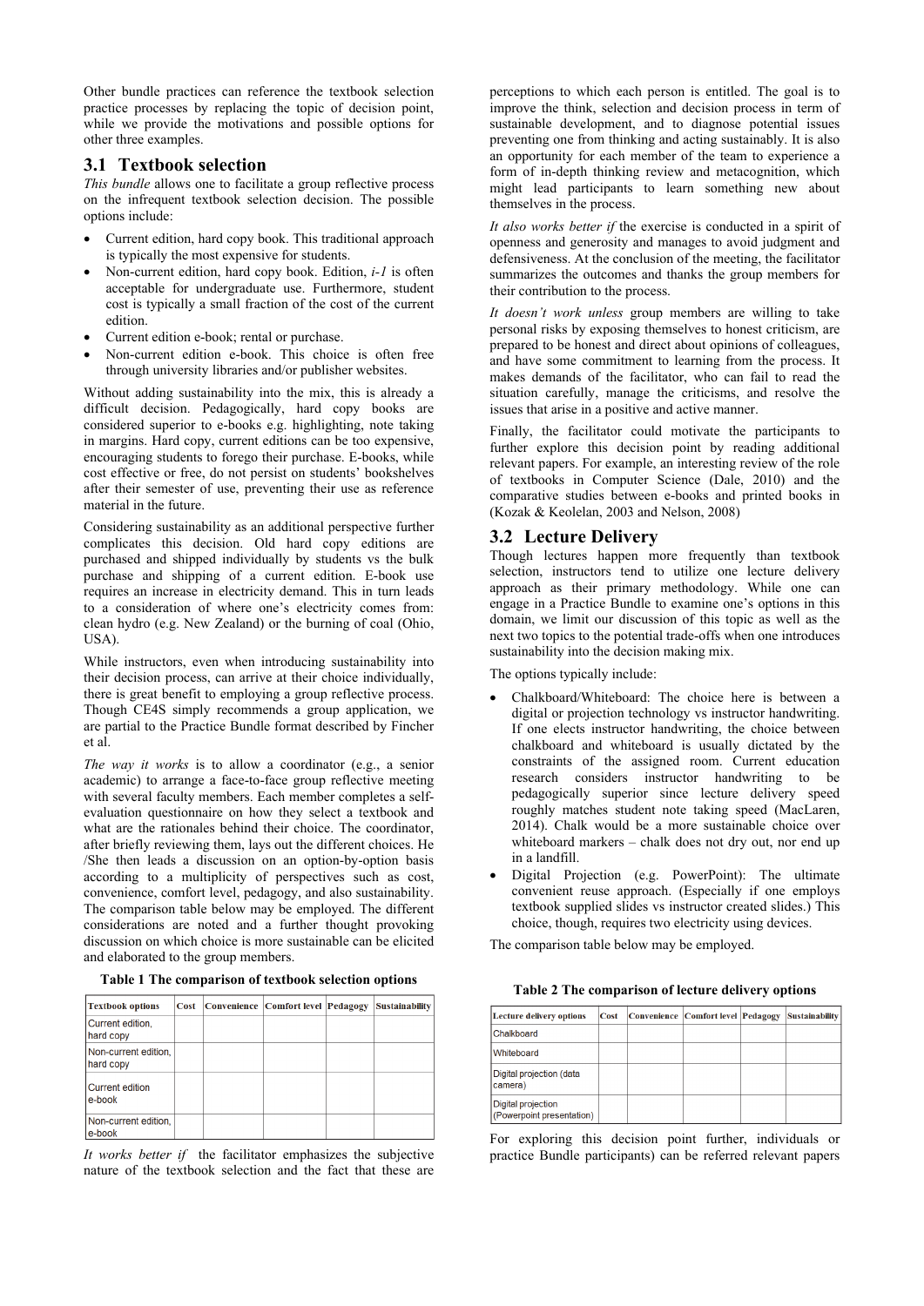Other bundle practices can reference the textbook selection practice processes by replacing the topic of decision point, while we provide the motivations and possible options for other three examples.

## 3.1 Textbook selection

*This bundle* allows one to facilitate a group reflective process on the infrequent textbook selection decision. The possible options include:

- Current edition, hard copy book. This traditional approach is typically the most expensive for students.
- Non-current edition, hard copy book. Edition, *i-1* is often acceptable for undergraduate use. Furthermore, student cost is typically a small fraction of the cost of the current edition.
- Current edition e-book; rental or purchase.
- Non-current edition e-book. This choice is often free through university libraries and/or publisher websites.

Without adding sustainability into the mix, this is already a difficult decision. Pedagogically, hard copy books are considered superior to e-books e.g. highlighting, note taking in margins. Hard copy, current editions can be too expensive, encouraging students to forego their purchase. E-books, while cost effective or free, do not persist on students' bookshelves after their semester of use, preventing their use as reference material in the future.

Considering sustainability as an additional perspective further complicates this decision. Old hard copy editions are purchased and shipped individually by students vs the bulk purchase and shipping of a current edition. E-book use requires an increase in electricity demand. This in turn leads to a consideration of where one's electricity comes from: clean hydro (e.g. New Zealand) or the burning of coal (Ohio, USA).

While instructors, even when introducing sustainability into their decision process, can arrive at their choice individually, there is great benefit to employing a group reflective process. Though CE4S simply recommends a group application, we are partial to the Practice Bundle format described by Fincher et al.

*The way it works* is to allow a coordinator (e.g., a senior academic) to arrange a face-to-face group reflective meeting with several faculty members. Each member completes a self-evaluation questionnaire on how they select a textbook and what are the rationales behind their choice. The coordinator, after briefly reviewing them, lays out the different choices. He /She then leads a discussion on an option-by-option basis according to a multiplicity of perspectives such as cost, convenience, comfort level, pedagogy, and also sustainability. The comparison table below may be employed. The different considerations are noted and a further thought provoking discussion on which choice is more sustainable can be elicited and elaborated to the group members.

**Table 1 The comparison of textbook selection options**

| Textbook options | Cost | Convenience | Comfort level | Pedagogy | Sustainability |
|---|---|---|---|---|---|
| Current edition, hard copy | | | | | |
| Non-current edition, hard copy | | | | | |
| Current edition e-book | | | | | |
| Non-current edition, e-book | | | | | |

*It works better if* the facilitator emphasizes the subjective nature of the textbook selection and the fact that these are perceptions to which each person is entitled. The goal is to improve the think, selection and decision process in term of sustainable development, and to diagnose potential issues preventing one from thinking and acting sustainably. It is also an opportunity for each member of the team to experience a form of in-depth thinking review and metacognition, which might lead participants to learn something new about themselves in the process.

*It also works better if* the exercise is conducted in a spirit of openness and generosity and manages to avoid judgment and defensiveness. At the conclusion of the meeting, the facilitator summarizes the outcomes and thanks the group members for their contribution to the process.

*It doesn't work unless* group members are willing to take personal risks by exposing themselves to honest criticism, are prepared to be honest and direct about opinions of colleagues, and have some commitment to learning from the process. It makes demands of the facilitator, who can fail to read the situation carefully, manage the criticisms, and resolve the issues that arise in a positive and active manner.

Finally, the facilitator could motivate the participants to further explore this decision point by reading additional relevant papers. For example, an interesting review of the role of textbooks in Computer Science (Dale, 2010) and the comparative studies between e-books and printed books in (Kozak & Keoleian, 2003 and Nelson, 2008)

## 3.2 Lecture Delivery

Though lectures happen more frequently than textbook selection, instructors tend to utilize one lecture delivery approach as their primary methodology. While one can engage in a Practice Bundle to examine one's options in this domain, we limit our discussion of this topic as well as the next two topics to the potential trade-offs when one introduces sustainability into the decision making mix.

The options typically include:

- Chalkboard/Whiteboard: The choice here is between a digital or projection technology vs instructor handwriting. If one elects instructor handwriting, the choice between chalkboard and whiteboard is usually dictated by the constraints of the assigned room. Current education research considers instructor handwriting to be pedagogically superior since lecture delivery speed roughly matches student note taking speed (MacLaren, 2014). Chalk would be a more sustainable choice over whiteboard markers – chalk does not dry out, nor end up in a landfill.
- Digital Projection (e.g. PowerPoint): The ultimate convenient reuse approach. (Especially if one employs textbook supplied slides vs instructor created slides.) This choice, though, requires two electricity using devices.

The comparison table below may be employed.

**Table 2 The comparison of lecture delivery options**

| Lecture delivery options | Cost | Convenience | Comfort level | Pedagogy | Sustainability |
|---|---|---|---|---|---|
| Chalkboard | | | | | |
| Whiteboard | | | | | |
| Digital projection (data camera) | | | | | |
| Digital projection (Powerpoint presentation) | | | | | |

For exploring this decision point further, individuals or practice Bundle participants) can be referred relevant papers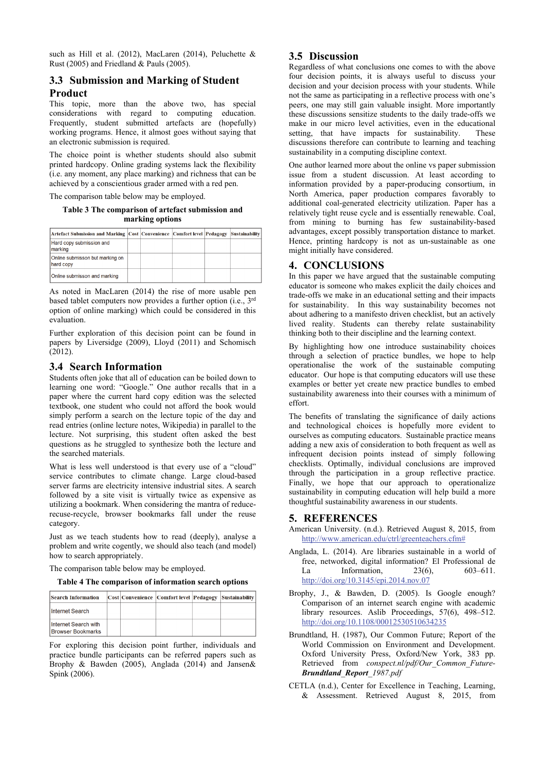such as Hill et al. (2012), MacLaren (2014), Peluchette & Rust (2005) and Friedland & Pauls (2005).

## 3.3 Submission and Marking of Student Product

This topic, more than the above two, has special considerations with regard to computing education. Frequently, student submitted artefacts are (hopefully) working programs. Hence, it almost goes without saying that an electronic submission is required.

The choice point is whether students should also submit printed hardcopy. Online grading systems lack the flexibility (i.e. any moment, any place marking) and richness that can be achieved by a conscientious grader armed with a red pen.

The comparison table below may be employed.

**Table 3 The comparison of artefact submission and marking options**

| Artefact Submission and Marking | Cost | Convenience | Comfort level | Pedagogy | Sustainability |
|---|---|---|---|---|---|
| Hard copy submission and marking | | | | | |
| Online submisson but marking on hard copy | | | | | |
| Online submission and marking | | | | | |

As noted in MacLaren (2014) the rise of more usable pen based tablet computers now provides a further option (i.e., 3rd option of online marking) which could be considered in this evaluation.

Further exploration of this decision point can be found in papers by Liversidge (2009), Lloyd (2011) and Schomisch (2012).

## 3.4 Search Information

Students often joke that all of education can be boiled down to learning one word: "Google." One author recalls that in a paper where the current hard copy edition was the selected textbook, one student who could not afford the book would simply perform a search on the lecture topic of the day and read entries (online lecture notes, Wikipedia) in parallel to the lecture. Not surprising, this student often asked the best questions as he struggled to synthesize both the lecture and the searched materials.

What is less well understood is that every use of a "cloud" service contributes to climate change. Large cloud-based server farms are electricity intensive industrial sites. A search followed by a site visit is virtually twice as expensive as utilizing a bookmark. When considering the mantra of reduce-recuse-recycle, browser bookmarks fall under the reuse category.

Just as we teach students how to read (deeply), analyse a problem and write cogently, we should also teach (and model) how to search appropriately.

The comparison table below may be employed.

**Table 4 The comparison of information search options**

| Search Information | Cost | Convenience | Comfort level | Pedagogy | Sustainability |
|---|---|---|---|---|---|
| Internet Search | | | | | |
| Internet Search with Browser Bookmarks | | | | | |

For exploring this decision point further, individuals and practice bundle participants can be referred papers such as Brophy & Bawden (2005), Anglada (2014) and Jansen& Spink (2006).

## 3.5 Discussion

Regardless of what conclusions one comes to with the above four decision points, it is always useful to discuss your decision and your decision process with your students. While not the same as participating in a reflective process with one's peers, one may still gain valuable insight. More importantly these discussions sensitize students to the daily trade-offs we make in our micro level activities, even in the educational setting, that have impacts for sustainability. These discussions therefore can contribute to learning and teaching sustainability in a computing discipline context.

One author learned more about the online vs paper submission issue from a student discussion. At least according to information provided by a paper-producing consortium, in North America, paper production compares favorably to additional coal-generated electricity utilization. Paper has a relatively tight reuse cycle and is essentially renewable. Coal, from mining to burning has few sustainability-based advantages, except possibly transportation distance to market. Hence, printing hardcopy is not as un-sustainable as one might initially have considered.

# 4. CONCLUSIONS

In this paper we have argued that the sustainable computing educator is someone who makes explicit the daily choices and trade-offs we make in an educational setting and their impacts for sustainability. In this way sustainability becomes not about adhering to a manifesto driven checklist, but an actively lived reality. Students can thereby relate sustainability thinking both to their discipline and the learning context.

By highlighting how one introduce sustainability choices through a selection of practice bundles, we hope to help operationalise the work of the sustainable computing educator. Our hope is that computing educators will use these examples or better yet create new practice bundles to embed sustainability awareness into their courses with a minimum of effort.

The benefits of translating the significance of daily actions and technological choices is hopefully more evident to ourselves as computing educators. Sustainable practice means adding a new axis of consideration to both frequent as well as infrequent decision points instead of simply following checklists. Optimally, individual conclusions are improved through the participation in a group reflective practice. Finally, we hope that our approach to operationalize sustainability in computing education will help build a more thoughtful sustainability awareness in our students.

# 5. REFERENCES

American University. (n.d.). Retrieved August 8, 2015, from http://www.american.edu/ctrl/greenteachers.cfm#

Anglada, L. (2014). Are libraries sustainable in a world of free, networked, digital information? El Professional de La Information, 23(6), 603–611. http://doi.org/10.3145/epi.2014.nov.07

Brophy, J., & Bawden, D. (2005). Is Google enough? Comparison of an internet search engine with academic library resources. Aslib Proceedings, 57(6), 498–512. http://doi.org/10.1108/00012530510634235

Brundtland, H. (1987), Our Common Future; Report of the World Commission on Environment and Development. Oxford University Press, Oxford/New York, 383 pp. Retrieved from *conspect.nl/pdf/Our_Common_Future-**Brundtland_Report**_1987.pdf*

CETLA (n.d.), Center for Excellence in Teaching, Learning, & Assessment. Retrieved August 8, 2015, from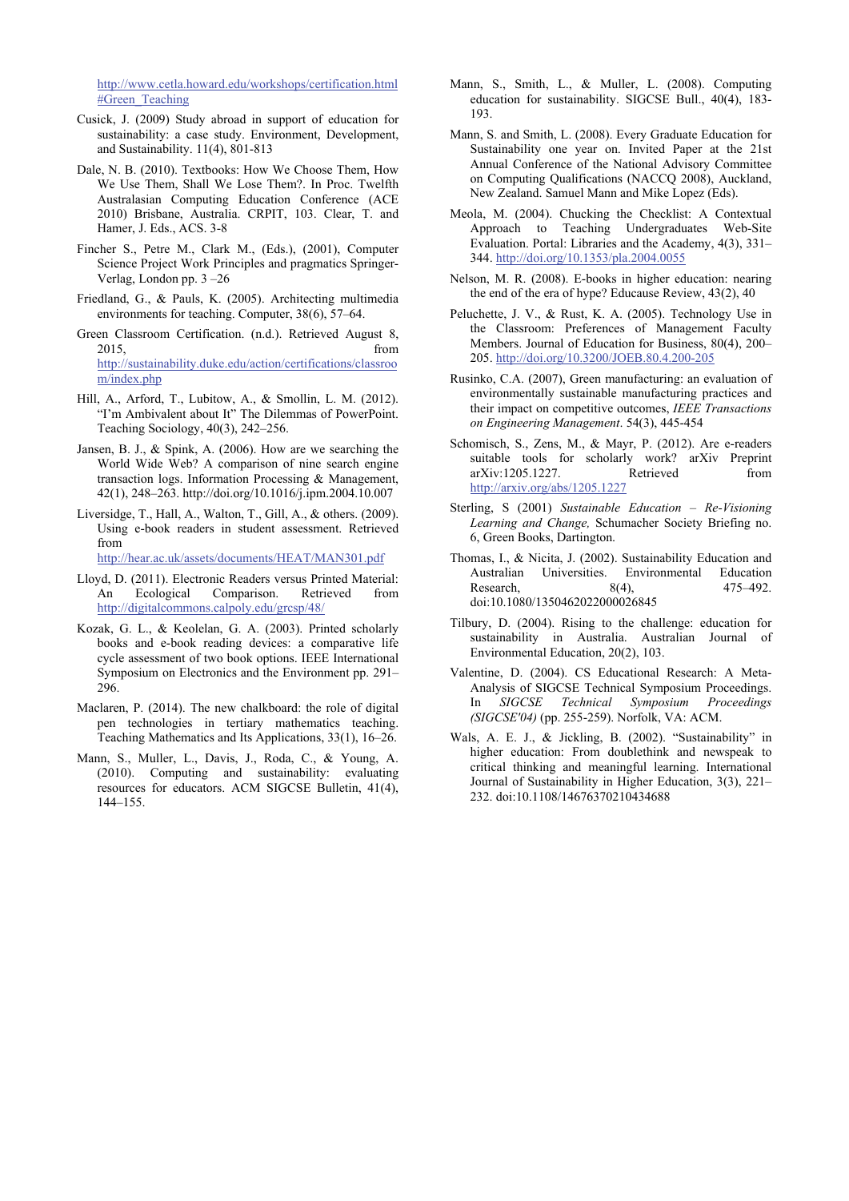http://www.cetla.howard.edu/workshops/certification.html#Green_Teaching

Cusick, J. (2009) Study abroad in support of education for sustainability: a case study. Environment, Development, and Sustainability. 11(4), 801-813

Dale, N. B. (2010). Textbooks: How We Choose Them, How We Use Them, Shall We Lose Them?. In Proc. Twelfth Australasian Computing Education Conference (ACE 2010) Brisbane, Australia. CRPIT, 103. Clear, T. and Hamer, J. Eds., ACS. 3-8

Fincher S., Petre M., Clark M., (Eds.), (2001), Computer Science Project Work Principles and pragmatics Springer-Verlag, London pp. 3 –26

Friedland, G., & Pauls, K. (2005). Architecting multimedia environments for teaching. Computer, 38(6), 57–64.

Green Classroom Certification. (n.d.). Retrieved August 8, 2015, from http://sustainability.duke.edu/action/certifications/classroom/index.php

Hill, A., Arford, T., Lubitow, A., & Smollin, L. M. (2012). "I'm Ambivalent about It" The Dilemmas of PowerPoint. Teaching Sociology, 40(3), 242–256.

Jansen, B. J., & Spink, A. (2006). How are we searching the World Wide Web? A comparison of nine search engine transaction logs. Information Processing & Management, 42(1), 248–263. http://doi.org/10.1016/j.ipm.2004.10.007

Liversidge, T., Hall, A., Walton, T., Gill, A., & others. (2009). Using e-book readers in student assessment. Retrieved from http://hear.ac.uk/assets/documents/HEAT/MAN301.pdf

Lloyd, D. (2011). Electronic Readers versus Printed Material: An Ecological Comparison. Retrieved from http://digitalcommons.calpoly.edu/grcsp/48/

Kozak, G. L., & Keolelan, G. A. (2003). Printed scholarly books and e-book reading devices: a comparative life cycle assessment of two book options. IEEE International Symposium on Electronics and the Environment pp. 291–296.

Maclaren, P. (2014). The new chalkboard: the role of digital pen technologies in tertiary mathematics teaching. Teaching Mathematics and Its Applications, 33(1), 16–26.

Mann, S., Muller, L., Davis, J., Roda, C., & Young, A. (2010). Computing and sustainability: evaluating resources for educators. ACM SIGCSE Bulletin, 41(4), 144–155.

Mann, S., Smith, L., & Muller, L. (2008). Computing education for sustainability. SIGCSE Bull., 40(4), 183-193.

Mann, S. and Smith, L. (2008). Every Graduate Education for Sustainability one year on. Invited Paper at the 21st Annual Conference of the National Advisory Committee on Computing Qualifications (NACCQ 2008), Auckland, New Zealand. Samuel Mann and Mike Lopez (Eds).

Meola, M. (2004). Chucking the Checklist: A Contextual Approach to Teaching Undergraduates Web-Site Evaluation. Portal: Libraries and the Academy, 4(3), 331–344. http://doi.org/10.1353/pla.2004.0055

Nelson, M. R. (2008). E-books in higher education: nearing the end of the era of hype? Educause Review, 43(2), 40

Peluchette, J. V., & Rust, K. A. (2005). Technology Use in the Classroom: Preferences of Management Faculty Members. Journal of Education for Business, 80(4), 200–205. http://doi.org/10.3200/JOEB.80.4.200-205

Rusinko, C.A. (2007), Green manufacturing: an evaluation of environmentally sustainable manufacturing practices and their impact on competitive outcomes, *IEEE Transactions on Engineering Management*. 54(3), 445-454

Schomisch, S., Zens, M., & Mayr, P. (2012). Are e-readers suitable tools for scholarly work? arXiv Preprint arXiv:1205.1227. Retrieved from http://arxiv.org/abs/1205.1227

Sterling, S (2001) *Sustainable Education – Re-Visioning Learning and Change,* Schumacher Society Briefing no. 6, Green Books, Dartington.

Thomas, I., & Nicita, J. (2002). Sustainability Education and Australian Universities. Environmental Education Research, 8(4), 475–492. doi:10.1080/1350462022000026845

Tilbury, D. (2004). Rising to the challenge: education for sustainability in Australia. Australian Journal of Environmental Education, 20(2), 103.

Valentine, D. (2004). CS Educational Research: A Meta-Analysis of SIGCSE Technical Symposium Proceedings. In *SIGCSE Technical Symposium Proceedings (SIGCSE'04)* (pp. 255-259). Norfolk, VA: ACM.

Wals, A. E. J., & Jickling, B. (2002). "Sustainability" in higher education: From doublethink and newspeak to critical thinking and meaningful learning. International Journal of Sustainability in Higher Education, 3(3), 221–232. doi:10.1108/14676370210434688